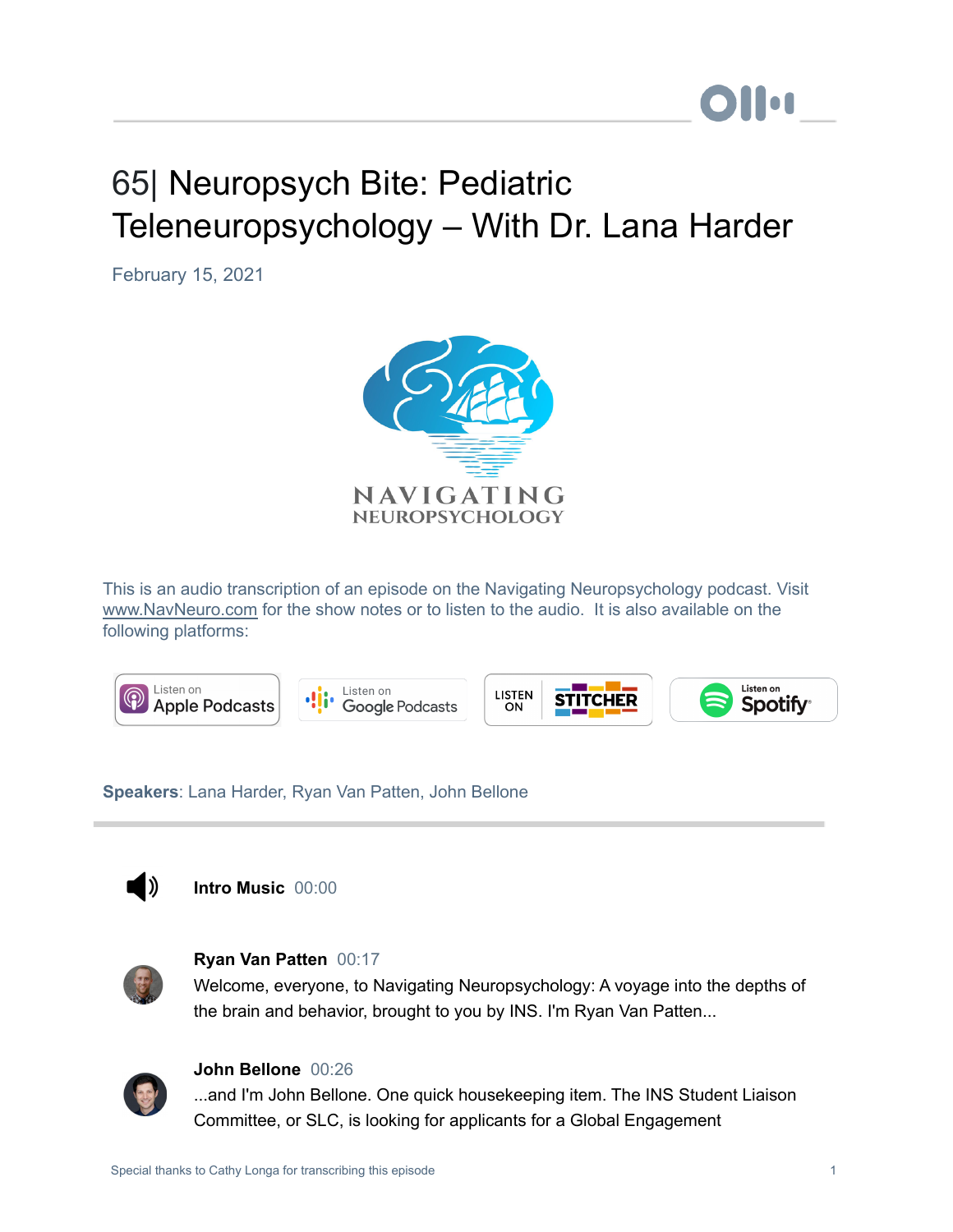# 65| Neuropsych Bite: Pediatric Teleneuropsychology – With Dr. Lana Harder

February 15, 2021

NAVIGATING NEUROPSYCHOLOGY

This is an audio transcription of an episode on the Navigating Neuropsychology podcast. Visit www.NavNeuro.com for the show notes or to listen to the audio. It is also available on the following platforms:

Listen on Apple Podcasts | Listen on Google Podcasts | LISTEN ON STITCHER | Listen on Spotify

**Speakers**: Lana Harder, Ryan Van Patten, John Bellone

---

**Intro Music** 00:00

**Ryan Van Patten** 00:17
Welcome, everyone, to Navigating Neuropsychology: A voyage into the depths of the brain and behavior, brought to you by INS. I'm Ryan Van Patten...

**John Bellone** 00:26
...and I'm John Bellone. One quick housekeeping item. The INS Student Liaison Committee, or SLC, is looking for applicants for a Global Engagement

Special thanks to Cathy Longa for transcribing this episode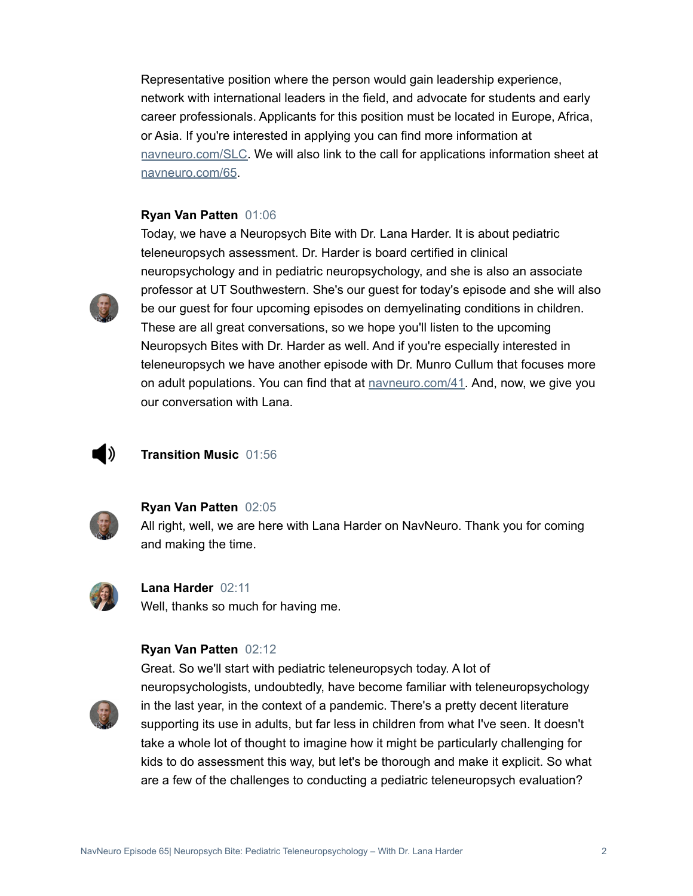Representative position where the person would gain leadership experience, network with international leaders in the field, and advocate for students and early career professionals. Applicants for this position must be located in Europe, Africa, or Asia. If you're interested in applying you can find more information at navneuro.com/SLC. We will also link to the call for applications information sheet at navneuro.com/65.

**Ryan Van Patten** 01:06
Today, we have a Neuropsych Bite with Dr. Lana Harder. It is about pediatric teleneuropsych assessment. Dr. Harder is board certified in clinical neuropsychology and in pediatric neuropsychology, and she is also an associate professor at UT Southwestern. She's our guest for today's episode and she will also be our guest for four upcoming episodes on demyelinating conditions in children. These are all great conversations, so we hope you'll listen to the upcoming Neuropsych Bites with Dr. Harder as well. And if you're especially interested in teleneuropsych we have another episode with Dr. Munro Cullum that focuses more on adult populations. You can find that at navneuro.com/41. And, now, we give you our conversation with Lana.

**Transition Music** 01:56

**Ryan Van Patten** 02:05
All right, well, we are here with Lana Harder on NavNeuro. Thank you for coming and making the time.

**Lana Harder** 02:11
Well, thanks so much for having me.

**Ryan Van Patten** 02:12
Great. So we'll start with pediatric teleneuropsych today. A lot of neuropsychologists, undoubtedly, have become familiar with teleneuropsychology in the last year, in the context of a pandemic. There's a pretty decent literature supporting its use in adults, but far less in children from what I've seen. It doesn't take a whole lot of thought to imagine how it might be particularly challenging for kids to do assessment this way, but let's be thorough and make it explicit. So what are a few of the challenges to conducting a pediatric teleneuropsych evaluation?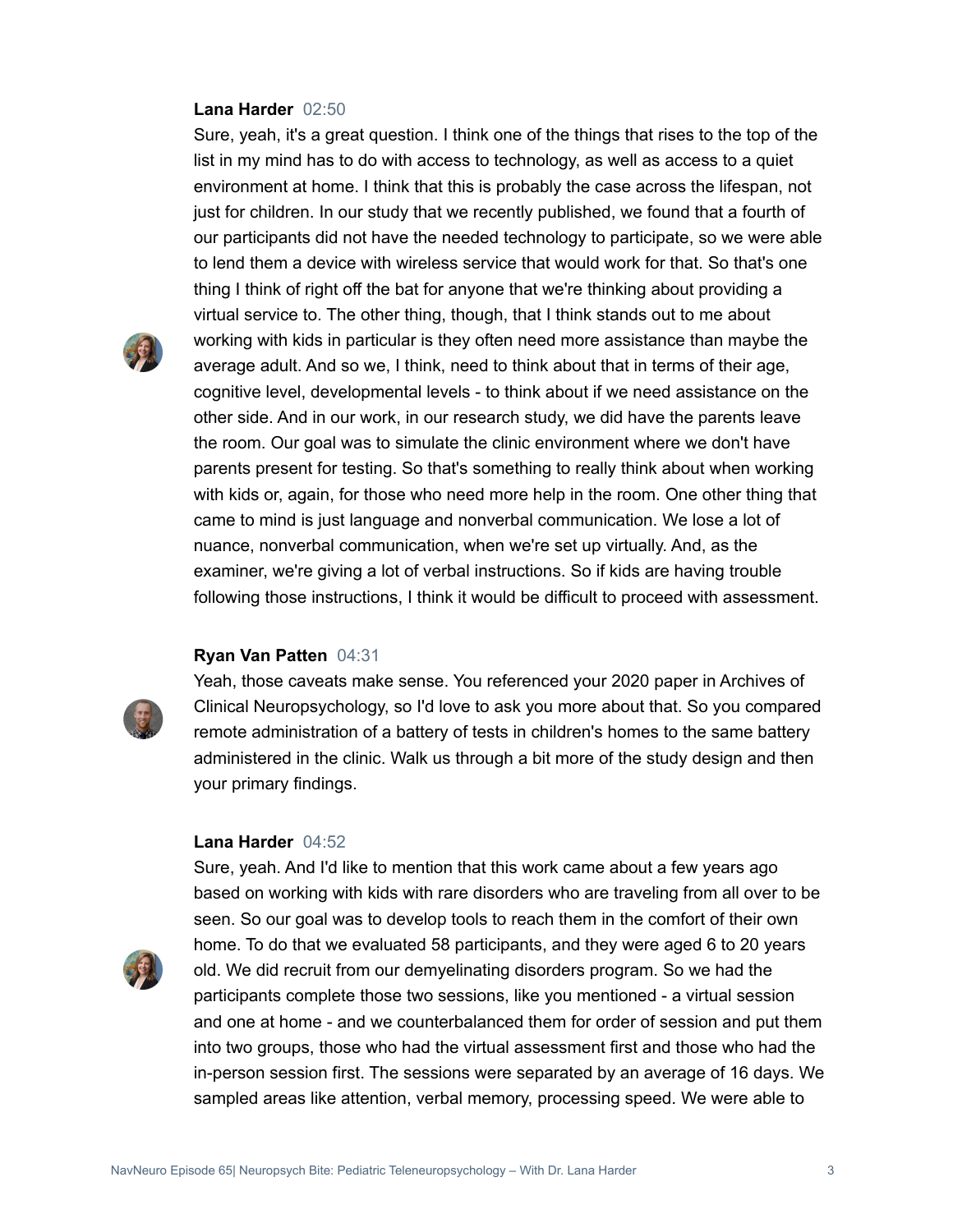**Lana Harder** 02:50

Sure, yeah, it's a great question. I think one of the things that rises to the top of the list in my mind has to do with access to technology, as well as access to a quiet environment at home. I think that this is probably the case across the lifespan, not just for children. In our study that we recently published, we found that a fourth of our participants did not have the needed technology to participate, so we were able to lend them a device with wireless service that would work for that. So that's one thing I think of right off the bat for anyone that we're thinking about providing a virtual service to. The other thing, though, that I think stands out to me about working with kids in particular is they often need more assistance than maybe the average adult. And so we, I think, need to think about that in terms of their age, cognitive level, developmental levels - to think about if we need assistance on the other side. And in our work, in our research study, we did have the parents leave the room. Our goal was to simulate the clinic environment where we don't have parents present for testing. So that's something to really think about when working with kids or, again, for those who need more help in the room. One other thing that came to mind is just language and nonverbal communication. We lose a lot of nuance, nonverbal communication, when we're set up virtually. And, as the examiner, we're giving a lot of verbal instructions. So if kids are having trouble following those instructions, I think it would be difficult to proceed with assessment.

**Ryan Van Patten** 04:31

Yeah, those caveats make sense. You referenced your 2020 paper in Archives of Clinical Neuropsychology, so I'd love to ask you more about that. So you compared remote administration of a battery of tests in children's homes to the same battery administered in the clinic. Walk us through a bit more of the study design and then your primary findings.

**Lana Harder** 04:52

Sure, yeah. And I'd like to mention that this work came about a few years ago based on working with kids with rare disorders who are traveling from all over to be seen. So our goal was to develop tools to reach them in the comfort of their own home. To do that we evaluated 58 participants, and they were aged 6 to 20 years old. We did recruit from our demyelinating disorders program. So we had the participants complete those two sessions, like you mentioned - a virtual session and one at home - and we counterbalanced them for order of session and put them into two groups, those who had the virtual assessment first and those who had the in-person session first. The sessions were separated by an average of 16 days. We sampled areas like attention, verbal memory, processing speed. We were able to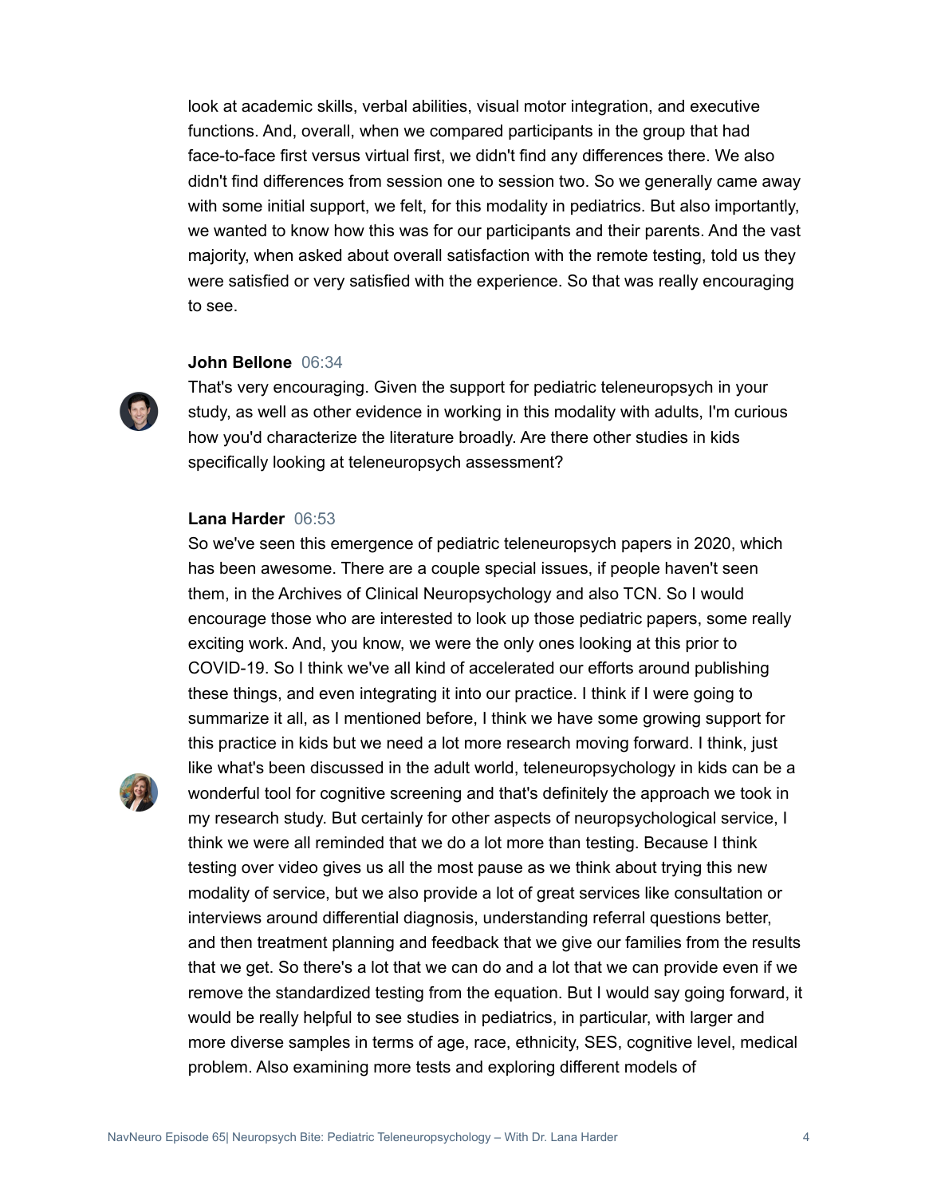look at academic skills, verbal abilities, visual motor integration, and executive functions. And, overall, when we compared participants in the group that had face-to-face first versus virtual first, we didn't find any differences there. We also didn't find differences from session one to session two. So we generally came away with some initial support, we felt, for this modality in pediatrics. But also importantly, we wanted to know how this was for our participants and their parents. And the vast majority, when asked about overall satisfaction with the remote testing, told us they were satisfied or very satisfied with the experience. So that was really encouraging to see.

**John Bellone** 06:34

That's very encouraging. Given the support for pediatric teleneuropsych in your study, as well as other evidence in working in this modality with adults, I'm curious how you'd characterize the literature broadly. Are there other studies in kids specifically looking at teleneuropsych assessment?

**Lana Harder** 06:53

So we've seen this emergence of pediatric teleneuropsych papers in 2020, which has been awesome. There are a couple special issues, if people haven't seen them, in the Archives of Clinical Neuropsychology and also TCN. So I would encourage those who are interested to look up those pediatric papers, some really exciting work. And, you know, we were the only ones looking at this prior to COVID-19. So I think we've all kind of accelerated our efforts around publishing these things, and even integrating it into our practice. I think if I were going to summarize it all, as I mentioned before, I think we have some growing support for this practice in kids but we need a lot more research moving forward. I think, just like what's been discussed in the adult world, teleneuropsychology in kids can be a wonderful tool for cognitive screening and that's definitely the approach we took in my research study. But certainly for other aspects of neuropsychological service, I think we were all reminded that we do a lot more than testing. Because I think testing over video gives us all the most pause as we think about trying this new modality of service, but we also provide a lot of great services like consultation or interviews around differential diagnosis, understanding referral questions better, and then treatment planning and feedback that we give our families from the results that we get. So there's a lot that we can do and a lot that we can provide even if we remove the standardized testing from the equation. But I would say going forward, it would be really helpful to see studies in pediatrics, in particular, with larger and more diverse samples in terms of age, race, ethnicity, SES, cognitive level, medical problem. Also examining more tests and exploring different models of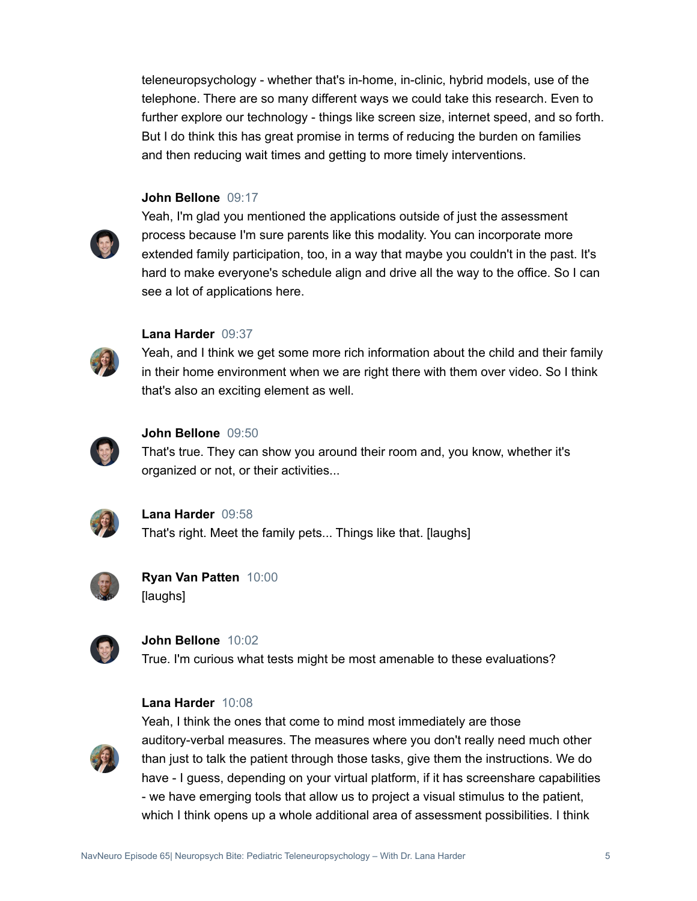teleneuropsychology - whether that's in-home, in-clinic, hybrid models, use of the telephone. There are so many different ways we could take this research. Even to further explore our technology - things like screen size, internet speed, and so forth. But I do think this has great promise in terms of reducing the burden on families and then reducing wait times and getting to more timely interventions.

**John Bellone** 09:17

Yeah, I'm glad you mentioned the applications outside of just the assessment process because I'm sure parents like this modality. You can incorporate more extended family participation, too, in a way that maybe you couldn't in the past. It's hard to make everyone's schedule align and drive all the way to the office. So I can see a lot of applications here.

**Lana Harder** 09:37

Yeah, and I think we get some more rich information about the child and their family in their home environment when we are right there with them over video. So I think that's also an exciting element as well.

**John Bellone** 09:50

That's true. They can show you around their room and, you know, whether it's organized or not, or their activities...

**Lana Harder** 09:58

That's right. Meet the family pets... Things like that. [laughs]

**Ryan Van Patten** 10:00

[laughs]

**John Bellone** 10:02

True. I'm curious what tests might be most amenable to these evaluations?

**Lana Harder** 10:08

Yeah, I think the ones that come to mind most immediately are those auditory-verbal measures. The measures where you don't really need much other than just to talk the patient through those tasks, give them the instructions. We do have - I guess, depending on your virtual platform, if it has screenshare capabilities - we have emerging tools that allow us to project a visual stimulus to the patient, which I think opens up a whole additional area of assessment possibilities. I think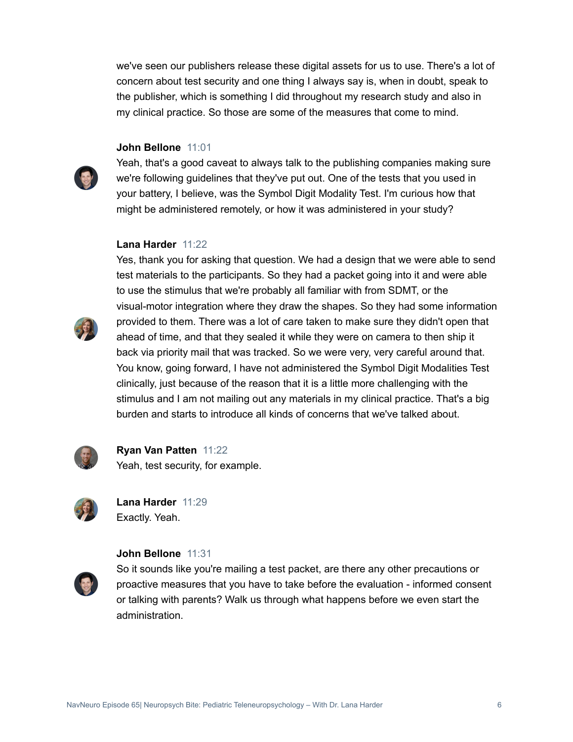we've seen our publishers release these digital assets for us to use. There's a lot of concern about test security and one thing I always say is, when in doubt, speak to the publisher, which is something I did throughout my research study and also in my clinical practice. So those are some of the measures that come to mind.

**John Bellone** 11:01
Yeah, that's a good caveat to always talk to the publishing companies making sure we're following guidelines that they've put out. One of the tests that you used in your battery, I believe, was the Symbol Digit Modality Test. I'm curious how that might be administered remotely, or how it was administered in your study?

**Lana Harder** 11:22
Yes, thank you for asking that question. We had a design that we were able to send test materials to the participants. So they had a packet going into it and were able to use the stimulus that we're probably all familiar with from SDMT, or the visual-motor integration where they draw the shapes. So they had some information provided to them. There was a lot of care taken to make sure they didn't open that ahead of time, and that they sealed it while they were on camera to then ship it back via priority mail that was tracked. So we were very, very careful around that. You know, going forward, I have not administered the Symbol Digit Modalities Test clinically, just because of the reason that it is a little more challenging with the stimulus and I am not mailing out any materials in my clinical practice. That's a big burden and starts to introduce all kinds of concerns that we've talked about.

**Ryan Van Patten** 11:22
Yeah, test security, for example.

**Lana Harder** 11:29
Exactly. Yeah.

**John Bellone** 11:31
So it sounds like you're mailing a test packet, are there any other precautions or proactive measures that you have to take before the evaluation - informed consent or talking with parents? Walk us through what happens before we even start the administration.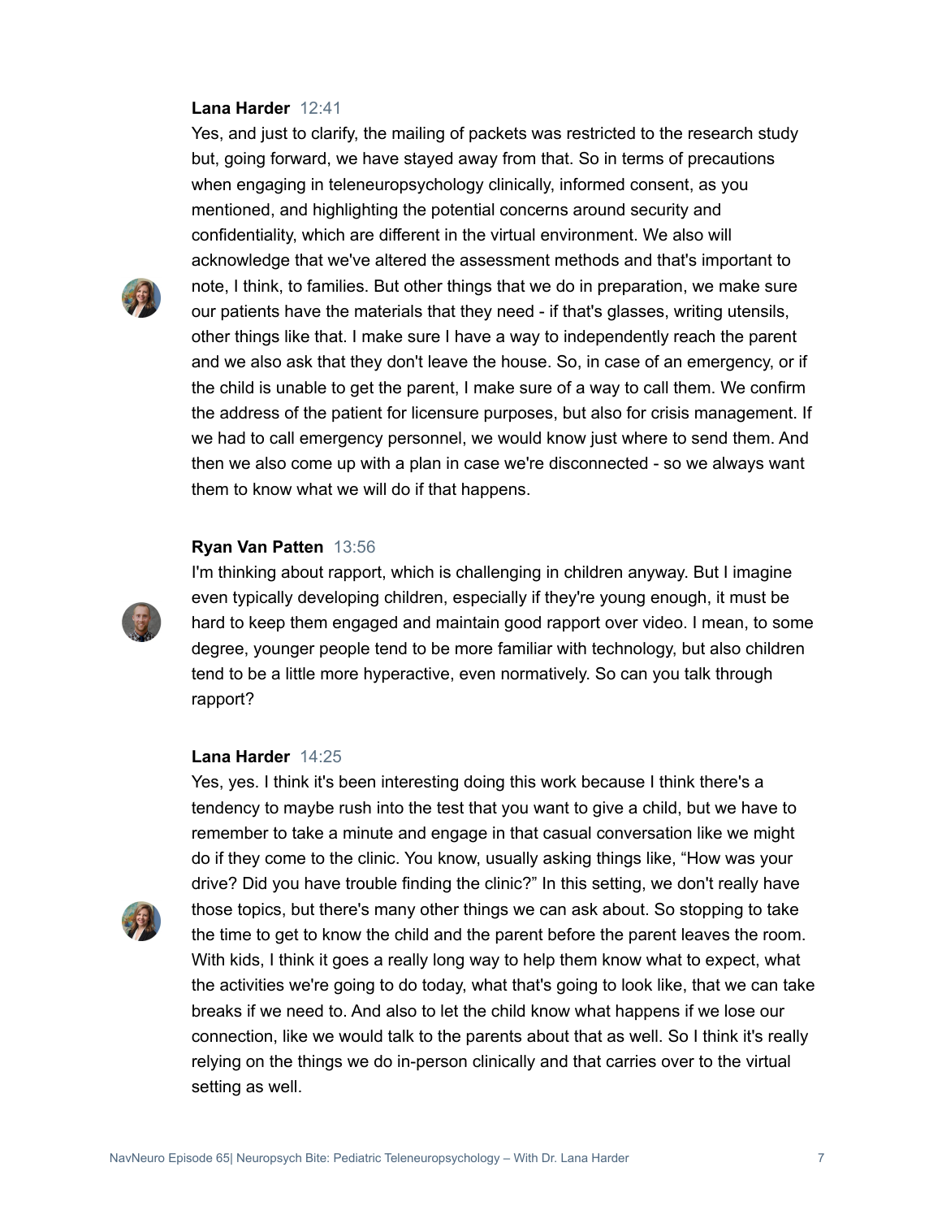**Lana Harder** 12:41

Yes, and just to clarify, the mailing of packets was restricted to the research study but, going forward, we have stayed away from that. So in terms of precautions when engaging in teleneuropsychology clinically, informed consent, as you mentioned, and highlighting the potential concerns around security and confidentiality, which are different in the virtual environment. We also will acknowledge that we've altered the assessment methods and that's important to note, I think, to families. But other things that we do in preparation, we make sure our patients have the materials that they need - if that's glasses, writing utensils, other things like that. I make sure I have a way to independently reach the parent and we also ask that they don't leave the house. So, in case of an emergency, or if the child is unable to get the parent, I make sure of a way to call them. We confirm the address of the patient for licensure purposes, but also for crisis management. If we had to call emergency personnel, we would know just where to send them. And then we also come up with a plan in case we're disconnected - so we always want them to know what we will do if that happens.

**Ryan Van Patten** 13:56

I'm thinking about rapport, which is challenging in children anyway. But I imagine even typically developing children, especially if they're young enough, it must be hard to keep them engaged and maintain good rapport over video. I mean, to some degree, younger people tend to be more familiar with technology, but also children tend to be a little more hyperactive, even normatively. So can you talk through rapport?

**Lana Harder** 14:25

Yes, yes. I think it's been interesting doing this work because I think there's a tendency to maybe rush into the test that you want to give a child, but we have to remember to take a minute and engage in that casual conversation like we might do if they come to the clinic. You know, usually asking things like, "How was your drive? Did you have trouble finding the clinic?" In this setting, we don't really have those topics, but there's many other things we can ask about. So stopping to take the time to get to know the child and the parent before the parent leaves the room. With kids, I think it goes a really long way to help them know what to expect, what the activities we're going to do today, what that's going to look like, that we can take breaks if we need to. And also to let the child know what happens if we lose our connection, like we would talk to the parents about that as well. So I think it's really relying on the things we do in-person clinically and that carries over to the virtual setting as well.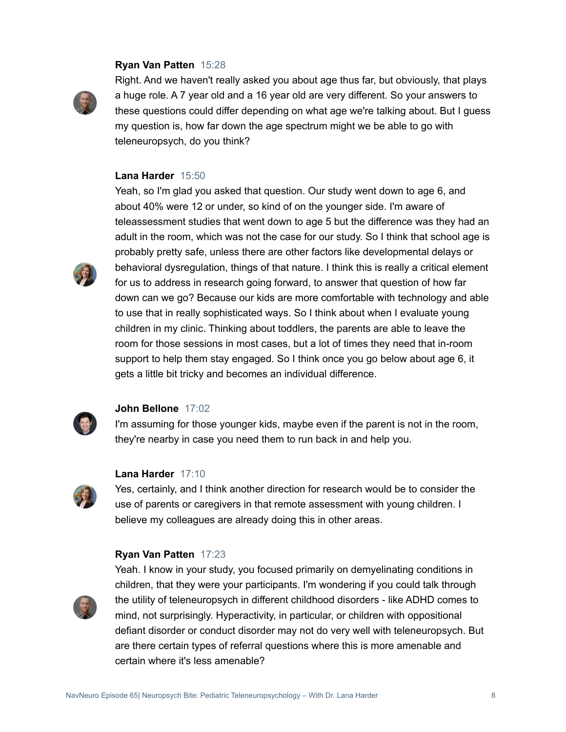**Ryan Van Patten** 15:28

Right. And we haven't really asked you about age thus far, but obviously, that plays a huge role. A 7 year old and a 16 year old are very different. So your answers to these questions could differ depending on what age we're talking about. But I guess my question is, how far down the age spectrum might we be able to go with teleneuropsych, do you think?

**Lana Harder** 15:50

Yeah, so I'm glad you asked that question. Our study went down to age 6, and about 40% were 12 or under, so kind of on the younger side. I'm aware of teleassessment studies that went down to age 5 but the difference was they had an adult in the room, which was not the case for our study. So I think that school age is probably pretty safe, unless there are other factors like developmental delays or behavioral dysregulation, things of that nature. I think this is really a critical element for us to address in research going forward, to answer that question of how far down can we go? Because our kids are more comfortable with technology and able to use that in really sophisticated ways. So I think about when I evaluate young children in my clinic. Thinking about toddlers, the parents are able to leave the room for those sessions in most cases, but a lot of times they need that in-room support to help them stay engaged. So I think once you go below about age 6, it gets a little bit tricky and becomes an individual difference.

**John Bellone** 17:02

I'm assuming for those younger kids, maybe even if the parent is not in the room, they're nearby in case you need them to run back in and help you.

**Lana Harder** 17:10

Yes, certainly, and I think another direction for research would be to consider the use of parents or caregivers in that remote assessment with young children. I believe my colleagues are already doing this in other areas.

**Ryan Van Patten** 17:23

Yeah. I know in your study, you focused primarily on demyelinating conditions in children, that they were your participants. I'm wondering if you could talk through the utility of teleneuropsych in different childhood disorders - like ADHD comes to mind, not surprisingly. Hyperactivity, in particular, or children with oppositional defiant disorder or conduct disorder may not do very well with teleneuropsych. But are there certain types of referral questions where this is more amenable and certain where it's less amenable?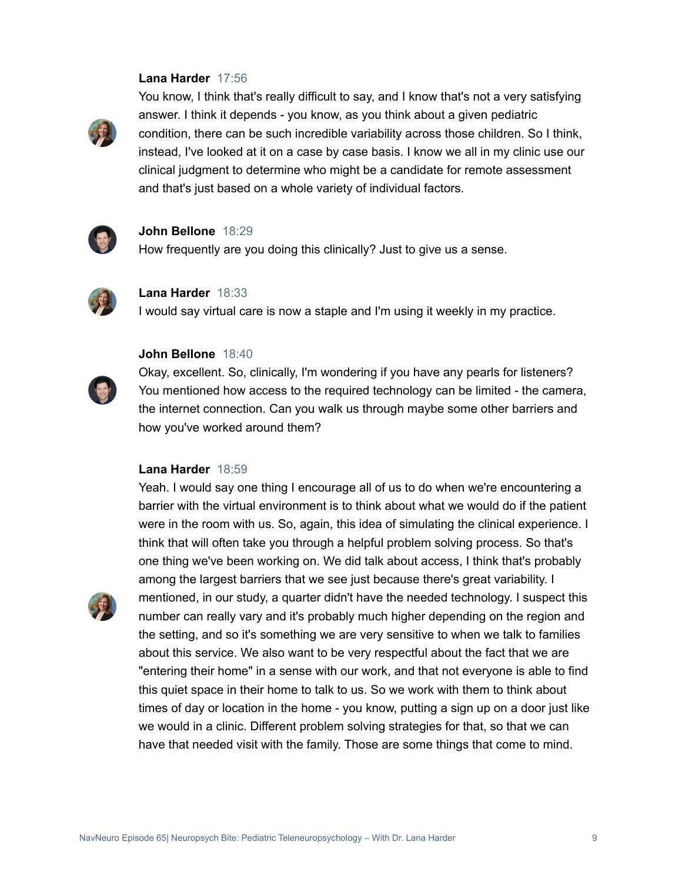**Lana Harder** 17:56

You know, I think that's really difficult to say, and I know that's not a very satisfying answer. I think it depends - you know, as you think about a given pediatric condition, there can be such incredible variability across those children. So I think, instead, I've looked at it on a case by case basis. I know we all in my clinic use our clinical judgment to determine who might be a candidate for remote assessment and that's just based on a whole variety of individual factors.

**John Bellone** 18:29

How frequently are you doing this clinically? Just to give us a sense.

**Lana Harder** 18:33

I would say virtual care is now a staple and I'm using it weekly in my practice.

**John Bellone** 18:40

Okay, excellent. So, clinically, I'm wondering if you have any pearls for listeners? You mentioned how access to the required technology can be limited - the camera, the internet connection. Can you walk us through maybe some other barriers and how you've worked around them?

**Lana Harder** 18:59

Yeah. I would say one thing I encourage all of us to do when we're encountering a barrier with the virtual environment is to think about what we would do if the patient were in the room with us. So, again, this idea of simulating the clinical experience. I think that will often take you through a helpful problem solving process. So that's one thing we've been working on. We did talk about access, I think that's probably among the largest barriers that we see just because there's great variability. I mentioned, in our study, a quarter didn't have the needed technology. I suspect this number can really vary and it's probably much higher depending on the region and the setting, and so it's something we are very sensitive to when we talk to families about this service. We also want to be very respectful about the fact that we are "entering their home" in a sense with our work, and that not everyone is able to find this quiet space in their home to talk to us. So we work with them to think about times of day or location in the home - you know, putting a sign up on a door just like we would in a clinic. Different problem solving strategies for that, so that we can have that needed visit with the family. Those are some things that come to mind.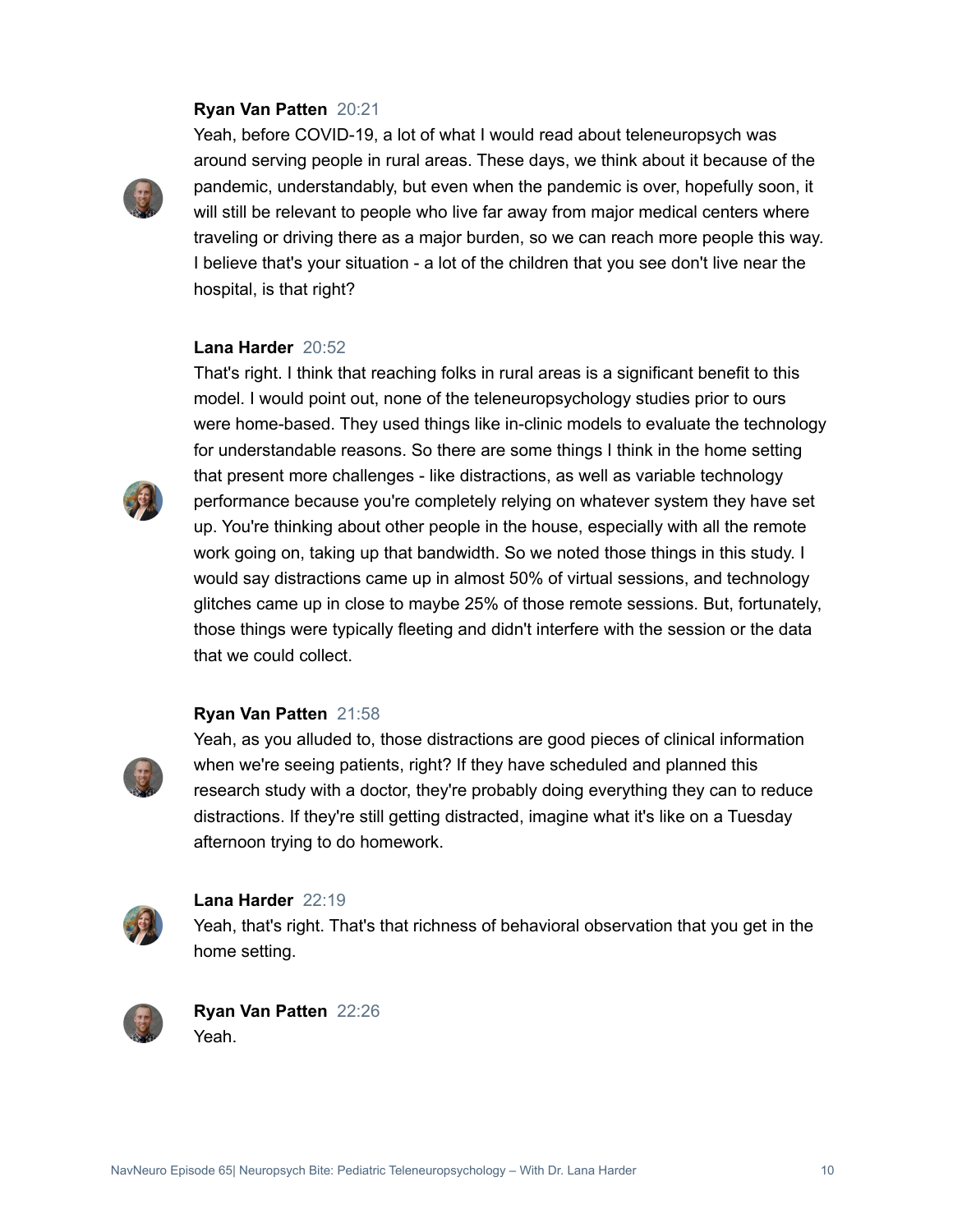**Ryan Van Patten** 20:21

Yeah, before COVID-19, a lot of what I would read about teleneuropsych was around serving people in rural areas. These days, we think about it because of the pandemic, understandably, but even when the pandemic is over, hopefully soon, it will still be relevant to people who live far away from major medical centers where traveling or driving there as a major burden, so we can reach more people this way. I believe that's your situation - a lot of the children that you see don't live near the hospital, is that right?

**Lana Harder** 20:52

That's right. I think that reaching folks in rural areas is a significant benefit to this model. I would point out, none of the teleneuropsychology studies prior to ours were home-based. They used things like in-clinic models to evaluate the technology for understandable reasons. So there are some things I think in the home setting that present more challenges - like distractions, as well as variable technology performance because you're completely relying on whatever system they have set up. You're thinking about other people in the house, especially with all the remote work going on, taking up that bandwidth. So we noted those things in this study. I would say distractions came up in almost 50% of virtual sessions, and technology glitches came up in close to maybe 25% of those remote sessions. But, fortunately, those things were typically fleeting and didn't interfere with the session or the data that we could collect.

**Ryan Van Patten** 21:58

Yeah, as you alluded to, those distractions are good pieces of clinical information when we're seeing patients, right? If they have scheduled and planned this research study with a doctor, they're probably doing everything they can to reduce distractions. If they're still getting distracted, imagine what it's like on a Tuesday afternoon trying to do homework.

**Lana Harder** 22:19

Yeah, that's right. That's that richness of behavioral observation that you get in the home setting.

**Ryan Van Patten** 22:26

Yeah.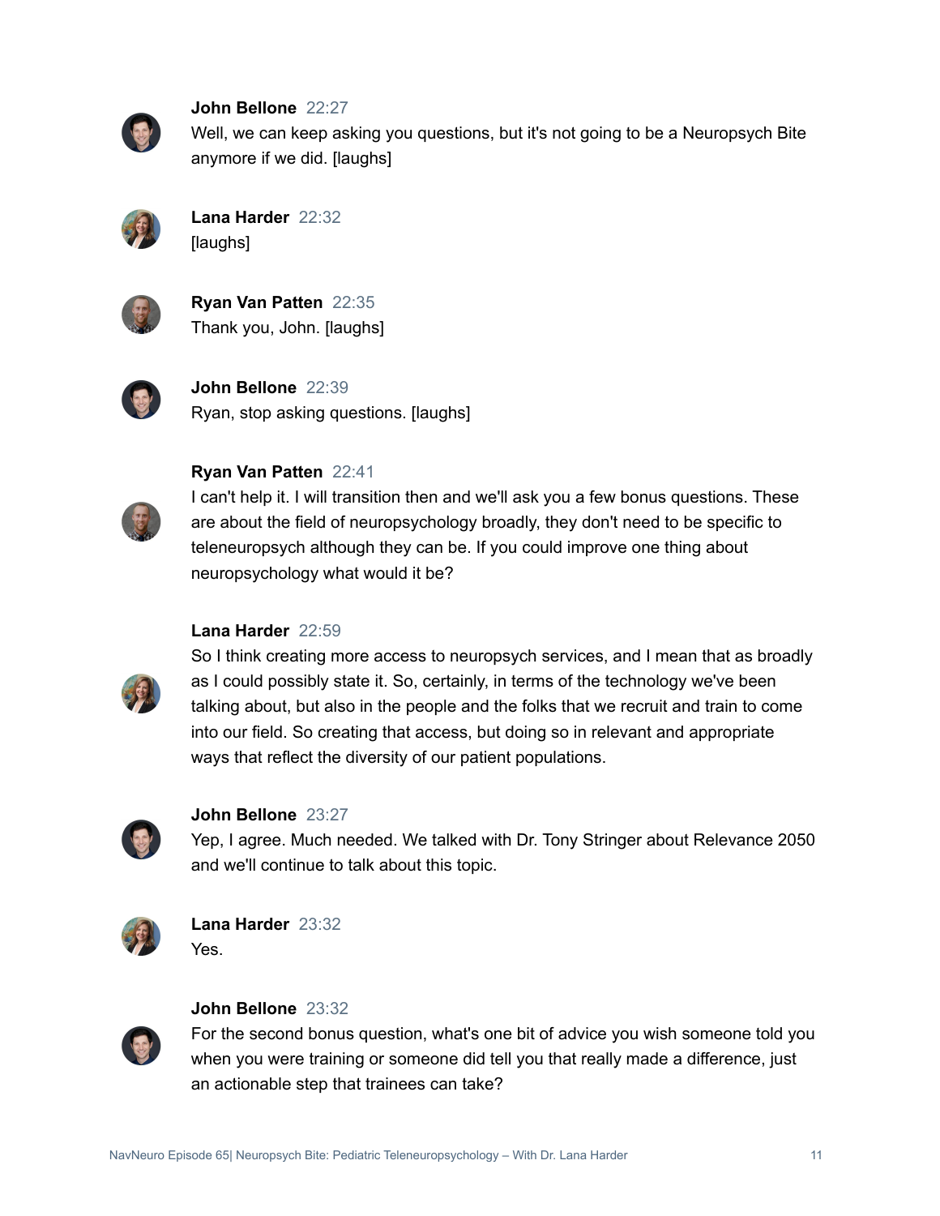**John Bellone** 22:27
Well, we can keep asking you questions, but it's not going to be a Neuropsych Bite anymore if we did. [laughs]

**Lana Harder** 22:32
[laughs]

**Ryan Van Patten** 22:35
Thank you, John. [laughs]

**John Bellone** 22:39
Ryan, stop asking questions. [laughs]

**Ryan Van Patten** 22:41
I can't help it. I will transition then and we'll ask you a few bonus questions. These are about the field of neuropsychology broadly, they don't need to be specific to teleneuropsych although they can be. If you could improve one thing about neuropsychology what would it be?

**Lana Harder** 22:59
So I think creating more access to neuropsych services, and I mean that as broadly as I could possibly state it. So, certainly, in terms of the technology we've been talking about, but also in the people and the folks that we recruit and train to come into our field. So creating that access, but doing so in relevant and appropriate ways that reflect the diversity of our patient populations.

**John Bellone** 23:27
Yep, I agree. Much needed. We talked with Dr. Tony Stringer about Relevance 2050 and we'll continue to talk about this topic.

**Lana Harder** 23:32
Yes.

**John Bellone** 23:32
For the second bonus question, what's one bit of advice you wish someone told you when you were training or someone did tell you that really made a difference, just an actionable step that trainees can take?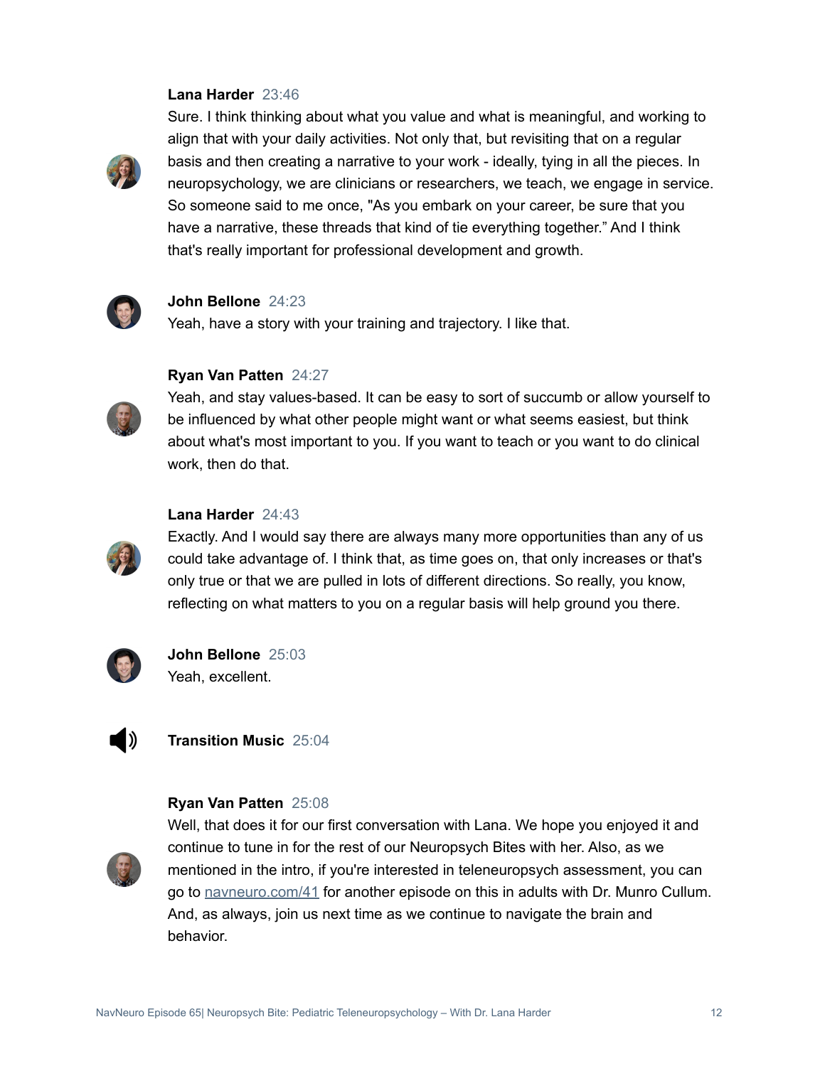**Lana Harder** 23:46

Sure. I think thinking about what you value and what is meaningful, and working to align that with your daily activities. Not only that, but revisiting that on a regular basis and then creating a narrative to your work - ideally, tying in all the pieces. In neuropsychology, we are clinicians or researchers, we teach, we engage in service. So someone said to me once, "As you embark on your career, be sure that you have a narrative, these threads that kind of tie everything together." And I think that's really important for professional development and growth.

**John Bellone** 24:23

Yeah, have a story with your training and trajectory. I like that.

**Ryan Van Patten** 24:27

Yeah, and stay values-based. It can be easy to sort of succumb or allow yourself to be influenced by what other people might want or what seems easiest, but think about what's most important to you. If you want to teach or you want to do clinical work, then do that.

**Lana Harder** 24:43

Exactly. And I would say there are always many more opportunities than any of us could take advantage of. I think that, as time goes on, that only increases or that's only true or that we are pulled in lots of different directions. So really, you know, reflecting on what matters to you on a regular basis will help ground you there.

**John Bellone** 25:03

Yeah, excellent.

**Transition Music** 25:04

**Ryan Van Patten** 25:08

Well, that does it for our first conversation with Lana. We hope you enjoyed it and continue to tune in for the rest of our Neuropsych Bites with her. Also, as we mentioned in the intro, if you're interested in teleneuropsych assessment, you can go to [navneuro.com/41](navneuro.com/41) for another episode on this in adults with Dr. Munro Cullum. And, as always, join us next time as we continue to navigate the brain and behavior.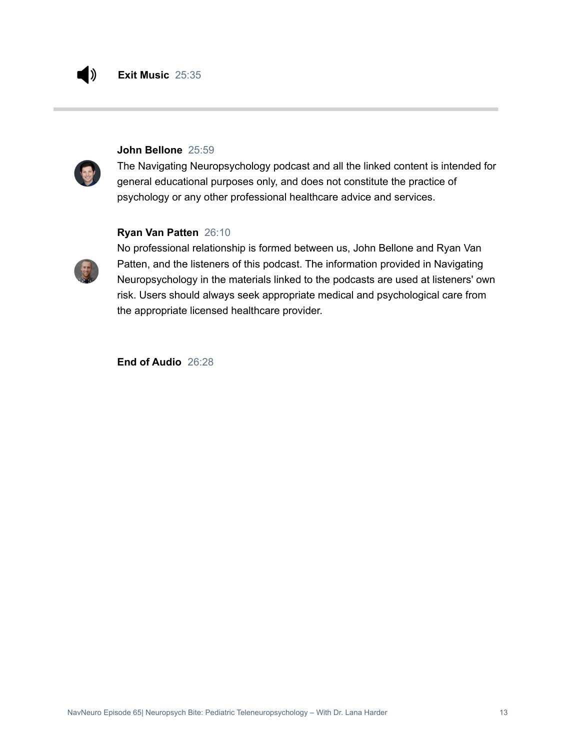**Exit Music** 25:35

---

**John Bellone** 25:59
The Navigating Neuropsychology podcast and all the linked content is intended for general educational purposes only, and does not constitute the practice of psychology or any other professional healthcare advice and services.

**Ryan Van Patten** 26:10
No professional relationship is formed between us, John Bellone and Ryan Van Patten, and the listeners of this podcast. The information provided in Navigating Neuropsychology in the materials linked to the podcasts are used at listeners' own risk. Users should always seek appropriate medical and psychological care from the appropriate licensed healthcare provider.

**End of Audio** 26:28